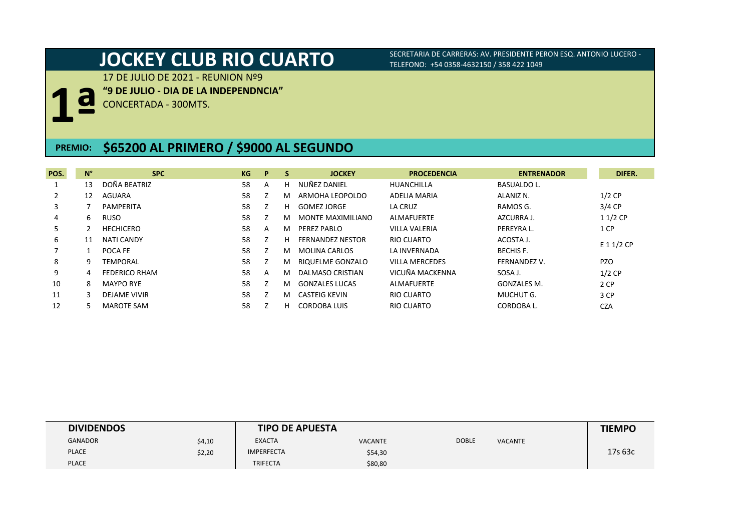# JOCKEY CLUB RIO CUARTO

SECRETARIA DE CARRERAS: AV. PRESIDENTE PERON ESQ. ANTONIO LUCERO - TELEFONO: +54 0358-4632150 / 358 422 1049

**1ª**

17 DE JULIO DE 2021 - REUNION Nº9

**"9 DE JULIO - DIA DE LA INDEPENDNCIA"**

CONCERTADA - 300MTS.

## PREMIO: $65200 AL PRIMERO / $9000 AL SEGUNDO

| POS. | N° | SPC | KG | P | S | JOCKEY | PROCEDENCIA | ENTRENADOR | DIFER. |
|---|---|---|---|---|---|---|---|---|---|
| 1 | 13 | DOÑA BEATRIZ | 58 | A | H | NUÑEZ DANIEL | HUANCHILLA | BASUALDO L. | |
| 2 | 12 | AGUARA | 58 | Z | M | ARMOHA LEOPOLDO | ADELIA MARIA | ALANIZ N. | 1/2 CP |
| 3 | 7 | PAMPERITA | 58 | Z | H | GOMEZ JORGE | LA CRUZ | RAMOS G. | 3/4 CP |
| 4 | 6 | RUSO | 58 | Z | M | MONTE MAXIMILIANO | ALMAFUERTE | AZCURRA J. | 1 1/2 CP |
| 5 | 2 | HECHICERO | 58 | A | M | PEREZ PABLO | VILLA VALERIA | PEREYRA L. | 1 CP |
| 6 | 11 | NATI CANDY | 58 | Z | H | FERNANDEZ NESTOR | RIO CUARTO | ACOSTA J. | E 1 1/2 CP |
| 7 | 1 | POCA FE | 58 | Z | M | MOLINA CARLOS | LA INVERNADA | BECHIS F. | |
| 8 | 9 | TEMPORAL | 58 | Z | M | RIQUELME GONZALO | VILLA MERCEDES | FERNANDEZ V. | PZO |
| 9 | 4 | FEDERICO RHAM | 58 | A | M | DALMASO CRISTIAN | VICUÑA MACKENNA | SOSA J. | 1/2 CP |
| 10 | 8 | MAYPO RYE | 58 | Z | M | GONZALES LUCAS | ALMAFUERTE | GONZALES M. | 2 CP |
| 11 | 3 | DEJAME VIVIR | 58 | Z | M | CASTEIG KEVIN | RIO CUARTO | MUCHUT G. | 3 CP |
| 12 | 5 | MAROTE SAM | 58 | Z | H | CORDOBA LUIS | RIO CUARTO | CORDOBA L. | CZA |

| DIVIDENDOS | | TIPO DE APUESTA | | | | TIEMPO |
|---|---|---|---|---|---|---|
| GANADOR | $4,10 | EXACTA | VACANTE | DOBLE | VACANTE | 17s 63c |
| PLACE | $2,20 | IMPERFECTA | $54,30 | | | |
| PLACE | | TRIFECTA | $80,80 | | | |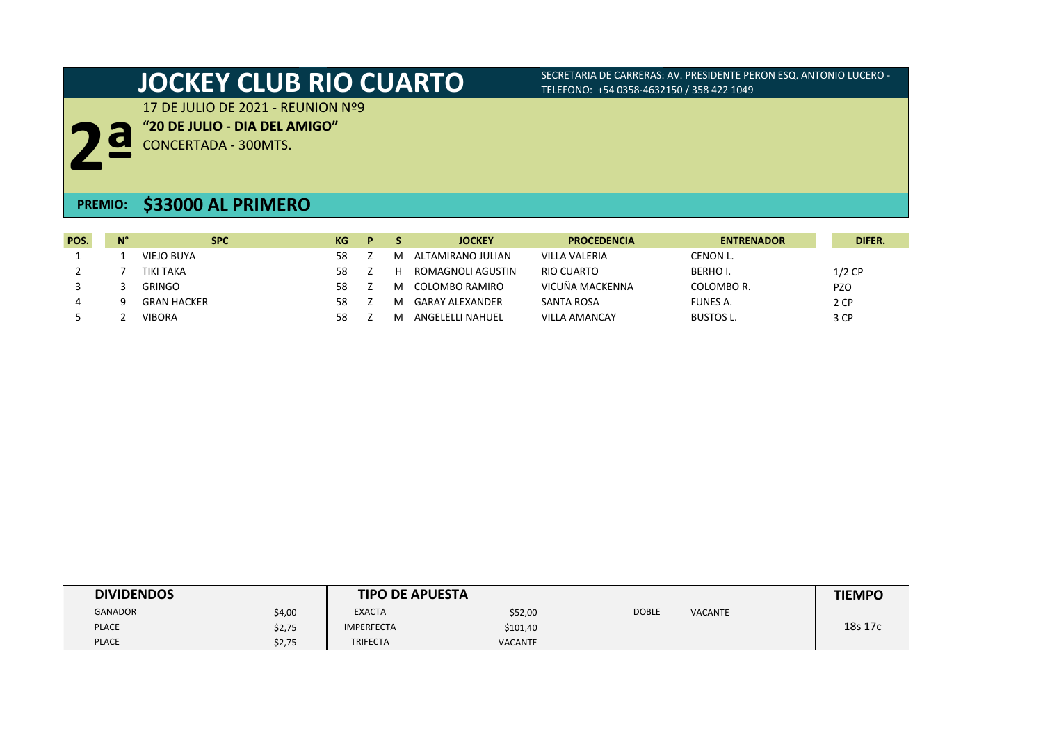# JOCKEY CLUB RIO CUARTO

SECRETARIA DE CARRERAS: AV. PRESIDENTE PERON ESQ. ANTONIO LUCERO - TELEFONO: +54 0358-4632150 / 358 422 1049

## 2ª

17 DE JULIO DE 2021 - REUNION Nº9

**"20 DE JULIO - DIA DEL AMIGO"**

CONCERTADA - 300MTS.

**PREMIO: $33000 AL PRIMERO**

| POS. | N° | SPC | KG | P | S | JOCKEY | PROCEDENCIA | ENTRENADOR | DIFER. |
|---|---|---|---|---|---|---|---|---|---|
| 1 | 1 | VIEJO BUYA | 58 | Z | M | ALTAMIRANO JULIAN | VILLA VALERIA | CENON L. | |
| 2 | 7 | TIKI TAKA | 58 | Z | H | ROMAGNOLI AGUSTIN | RIO CUARTO | BERHO I. | 1/2 CP |
| 3 | 3 | GRINGO | 58 | Z | M | COLOMBO RAMIRO | VICUÑA MACKENNA | COLOMBO R. | PZO |
| 4 | 9 | GRAN HACKER | 58 | Z | M | GARAY ALEXANDER | SANTA ROSA | FUNES A. | 2 CP |
| 5 | 2 | VIBORA | 58 | Z | M | ANGELELLI NAHUEL | VILLA AMANCAY | BUSTOS L. | 3 CP |

| DIVIDENDOS | | TIPO DE APUESTA | | | | TIEMPO |
|---|---|---|---|---|---|---|
| GANADOR | $4,00 | EXACTA | $52,00 | DOBLE | VACANTE | 18s 17c |
| PLACE | $2,75 | IMPERFECTA | $101,40 | | | |
| PLACE | $2,75 | TRIFECTA | VACANTE | | | |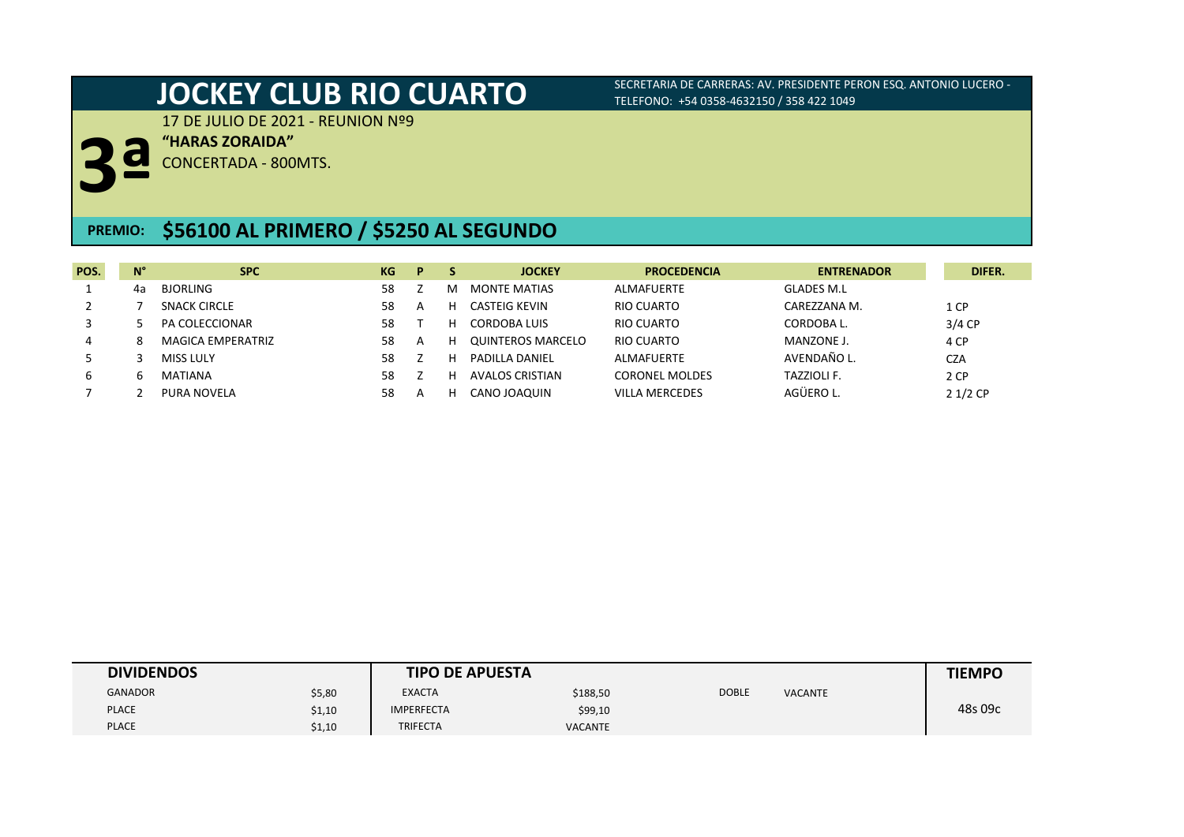# JOCKEY CLUB RIO CUARTO

SECRETARIA DE CARRERAS: AV. PRESIDENTE PERON ESQ. ANTONIO LUCERO - TELEFONO: +54 0358-4632150 / 358 422 1049

## 3ª

17 DE JULIO DE 2021 - REUNION Nº9

**"HARAS ZORAIDA"**

CONCERTADA - 800MTS.

**PREMIO: $56100 AL PRIMERO / $5250 AL SEGUNDO**

| POS. | N° | SPC | KG | P | S | JOCKEY | PROCEDENCIA | ENTRENADOR | DIFER. |
|---|---|---|---|---|---|---|---|---|---|
| 1 | 4a | BJORLING | 58 | Z | M | MONTE MATIAS | ALMAFUERTE | GLADES M.L | |
| 2 | 7 | SNACK CIRCLE | 58 | A | H | CASTEIG KEVIN | RIO CUARTO | CAREZZANA M. | 1 CP |
| 3 | 5 | PA COLECCIONAR | 58 | T | H | CORDOBA LUIS | RIO CUARTO | CORDOBA L. | 3/4 CP |
| 4 | 8 | MAGICA EMPERATRIZ | 58 | A | H | QUINTEROS MARCELO | RIO CUARTO | MANZONE J. | 4 CP |
| 5 | 3 | MISS LULY | 58 | Z | H | PADILLA DANIEL | ALMAFUERTE | AVENDAÑO L. | CZA |
| 6 | 6 | MATIANA | 58 | Z | H | AVALOS CRISTIAN | CORONEL MOLDES | TAZZIOLI F. | 2 CP |
| 7 | 2 | PURA NOVELA | 58 | A | H | CANO JOAQUIN | VILLA MERCEDES | AGÜERO L. | 2 1/2 CP |

| DIVIDENDOS | | TIPO DE APUESTA | | | | TIEMPO |
|---|---|---|---|---|---|---|
| GANADOR | $5,80 | EXACTA | $188,50 | DOBLE | VACANTE | |
| PLACE | $1,10 | IMPERFECTA | $99,10 | | | 48s 09c |
| PLACE | $1,10 | TRIFECTA | VACANTE | | | |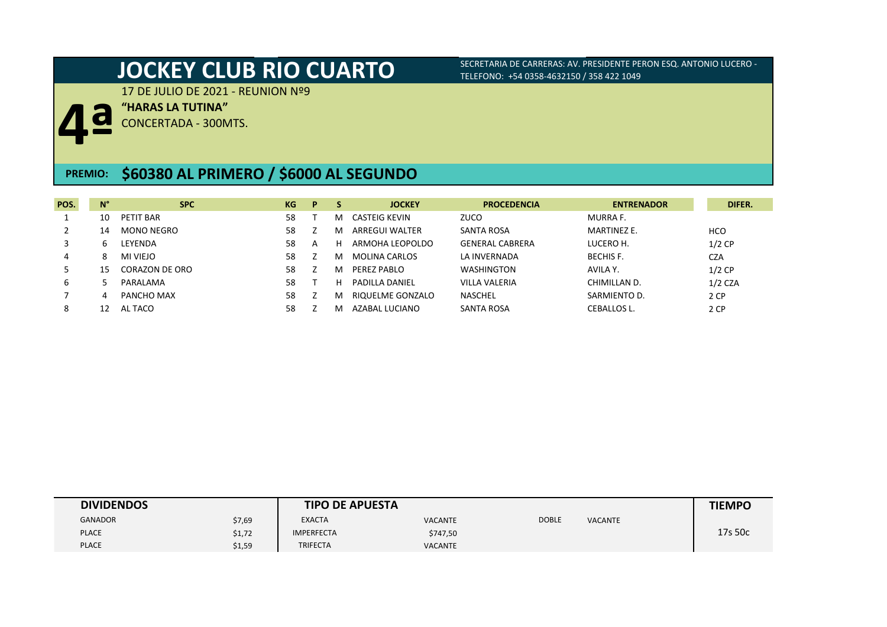# JOCKEY CLUB RIO CUARTO

SECRETARIA DE CARRERAS: AV. PRESIDENTE PERON ESQ. ANTONIO LUCERO - TELEFONO: +54 0358-4632150 / 358 422 1049

## 4ª

17 DE JULIO DE 2021 - REUNION Nº9

**"HARAS LA TUTINA"**

CONCERTADA - 300MTS.

**PREMIO: $60380 AL PRIMERO / $6000 AL SEGUNDO**

| POS. | N° | SPC | KG | P | S | JOCKEY | PROCEDENCIA | ENTRENADOR | DIFER. |
|---|---|---|---|---|---|---|---|---|---|
| 1 | 10 | PETIT BAR | 58 | T | M | CASTEIG KEVIN | ZUCO | MURRA F. | |
| 2 | 14 | MONO NEGRO | 58 | Z | M | ARREGUI WALTER | SANTA ROSA | MARTINEZ E. | HCO |
| 3 | 6 | LEYENDA | 58 | A | H | ARMOHA LEOPOLDO | GENERAL CABRERA | LUCERO H. | 1/2 CP |
| 4 | 8 | MI VIEJO | 58 | Z | M | MOLINA CARLOS | LA INVERNADA | BECHIS F. | CZA |
| 5 | 15 | CORAZON DE ORO | 58 | Z | M | PEREZ PABLO | WASHINGTON | AVILA Y. | 1/2 CP |
| 6 | 5 | PARALAMA | 58 | T | H | PADILLA DANIEL | VILLA VALERIA | CHIMILLAN D. | 1/2 CZA |
| 7 | 4 | PANCHO MAX | 58 | Z | M | RIQUELME GONZALO | NASCHEL | SARMIENTO D. | 2 CP |
| 8 | 12 | AL TACO | 58 | Z | M | AZABAL LUCIANO | SANTA ROSA | CEBALLOS L. | 2 CP |

| DIVIDENDOS | | TIPO DE APUESTA | | | | TIEMPO |
|---|---|---|---|---|---|---|
| GANADOR | $7,69 | EXACTA | VACANTE | DOBLE | VACANTE | 17s 50c |
| PLACE | $1,72 | IMPERFECTA | $747,50 | | | |
| PLACE | $1,59 | TRIFECTA | VACANTE | | | |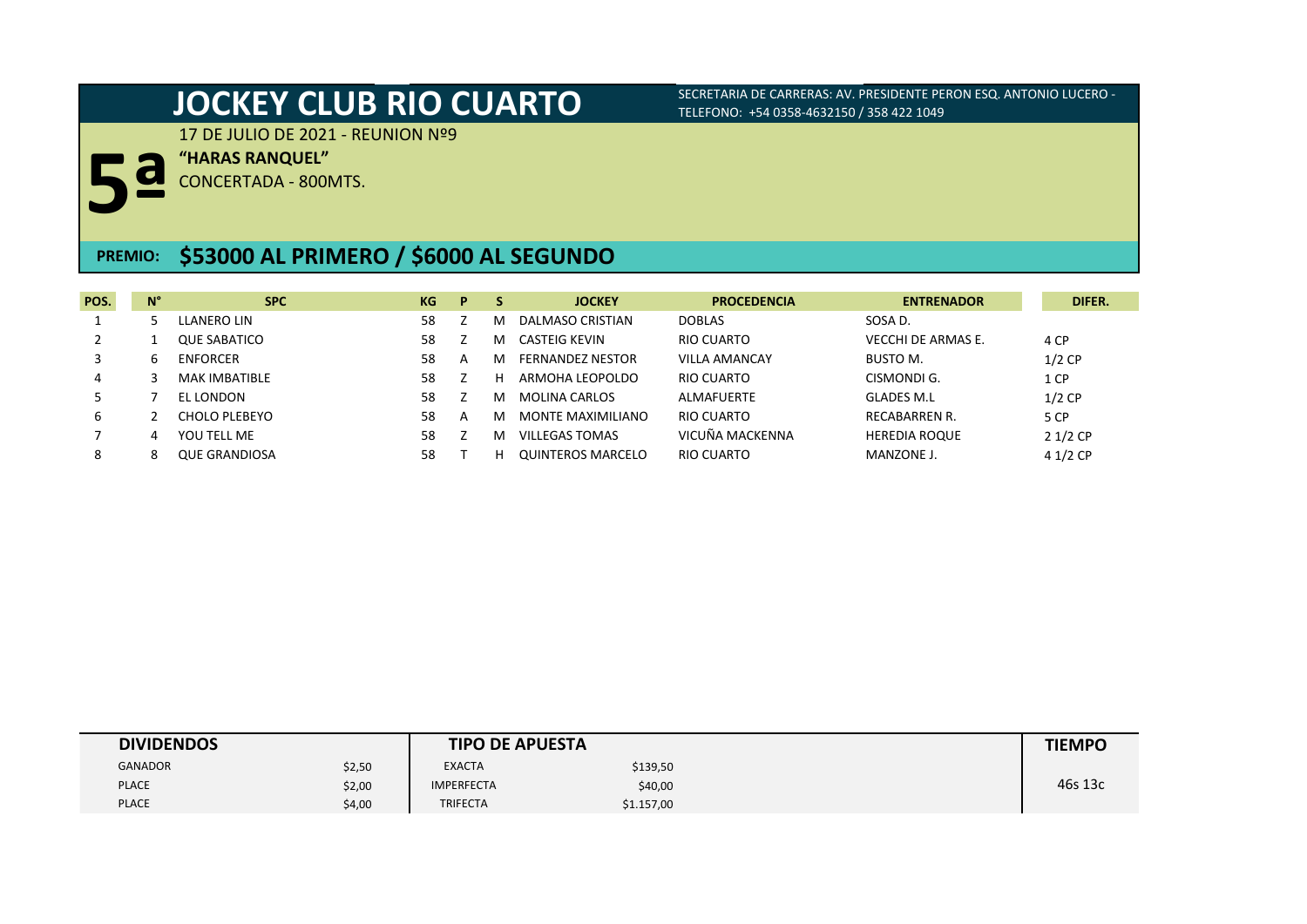# JOCKEY CLUB RIO CUARTO

SECRETARIA DE CARRERAS: AV. PRESIDENTE PERON ESQ. ANTONIO LUCERO - TELEFONO: +54 0358-4632150 / 358 422 1049

## 5ª

17 DE JULIO DE 2021 - REUNION Nº9

**"HARAS RANQUEL"**

CONCERTADA - 800MTS.

**PREMIO: $53000 AL PRIMERO / $6000 AL SEGUNDO**

| POS. | N° | SPC | KG | P | S | JOCKEY | PROCEDENCIA | ENTRENADOR | DIFER. |
|---|---|---|---|---|---|---|---|---|---|
| 1 | 5 | LLANERO LIN | 58 | Z | M | DALMASO CRISTIAN | DOBLAS | SOSA D. | |
| 2 | 1 | QUE SABATICO | 58 | Z | M | CASTEIG KEVIN | RIO CUARTO | VECCHI DE ARMAS E. | 4 CP |
| 3 | 6 | ENFORCER | 58 | A | M | FERNANDEZ NESTOR | VILLA AMANCAY | BUSTO M. | 1/2 CP |
| 4 | 3 | MAK IMBATIBLE | 58 | Z | H | ARMOHA LEOPOLDO | RIO CUARTO | CISMONDI G. | 1 CP |
| 5 | 7 | EL LONDON | 58 | Z | M | MOLINA CARLOS | ALMAFUERTE | GLADES M.L | 1/2 CP |
| 6 | 2 | CHOLO PLEBEYO | 58 | A | M | MONTE MAXIMILIANO | RIO CUARTO | RECABARREN R. | 5 CP |
| 7 | 4 | YOU TELL ME | 58 | Z | M | VILLEGAS TOMAS | VICUÑA MACKENNA | HEREDIA ROQUE | 2 1/2 CP |
| 8 | 8 | QUE GRANDIOSA | 58 | T | H | QUINTEROS MARCELO | RIO CUARTO | MANZONE J. | 4 1/2 CP |

| DIVIDENDOS | | TIPO DE APUESTA | | TIEMPO |
|---|---|---|---|---|
| GANADOR | $2,50 | EXACTA | $139,50 | |
| PLACE | $2,00 | IMPERFECTA | $40,00 | 46s 13c |
| PLACE | $4,00 | TRIFECTA | $1.157,00 | |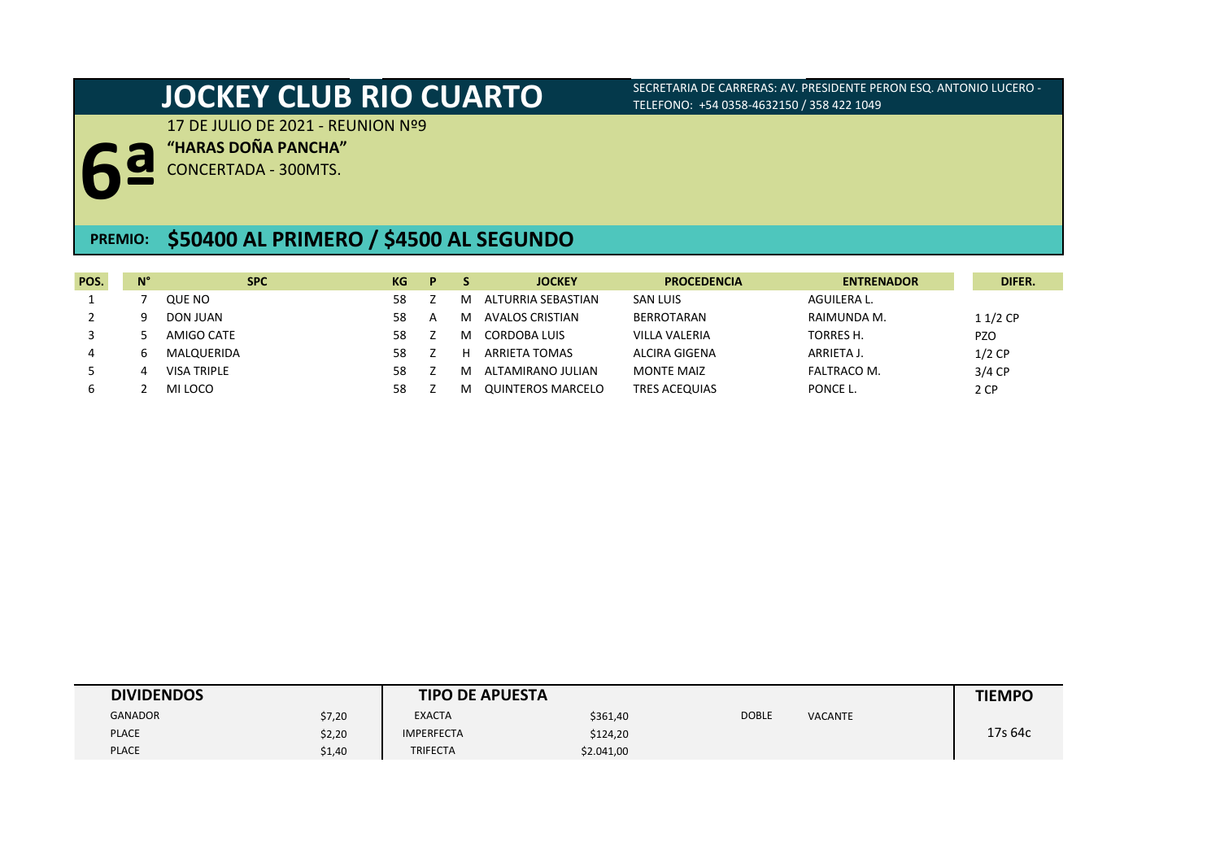# JOCKEY CLUB RIO CUARTO

SECRETARIA DE CARRERAS: AV. PRESIDENTE PERON ESQ. ANTONIO LUCERO - TELEFONO: +54 0358-4632150 / 358 422 1049

## 6ª

17 DE JULIO DE 2021 - REUNION Nº9

**"HARAS DOÑA PANCHA"**

CONCERTADA - 300MTS.

**PREMIO: $50400 AL PRIMERO / $4500 AL SEGUNDO**

| POS. | N° | SPC | KG | P | S | JOCKEY | PROCEDENCIA | ENTRENADOR | DIFER. |
|---|---|---|---|---|---|---|---|---|---|
| 1 | 7 | QUE NO | 58 | Z | M | ALTURRIA SEBASTIAN | SAN LUIS | AGUILERA L. | |
| 2 | 9 | DON JUAN | 58 | A | M | AVALOS CRISTIAN | BERROTARAN | RAIMUNDA M. | 1 1/2 CP |
| 3 | 5 | AMIGO CATE | 58 | Z | M | CORDOBA LUIS | VILLA VALERIA | TORRES H. | PZO |
| 4 | 6 | MALQUERIDA | 58 | Z | H | ARRIETA TOMAS | ALCIRA GIGENA | ARRIETA J. | 1/2 CP |
| 5 | 4 | VISA TRIPLE | 58 | Z | M | ALTAMIRANO JULIAN | MONTE MAIZ | FALTRACO M. | 3/4 CP |
| 6 | 2 | MI LOCO | 58 | Z | M | QUINTEROS MARCELO | TRES ACEQUIAS | PONCE L. | 2 CP |

| DIVIDENDOS | | TIPO DE APUESTA | | | | TIEMPO |
|---|---|---|---|---|---|---|
| GANADOR | $7,20 | EXACTA | $361,40 | DOBLE | VACANTE | 17s 64c |
| PLACE | $2,20 | IMPERFECTA | $124,20 | | | |
| PLACE | $1,40 | TRIFECTA | $2.041,00 | | | |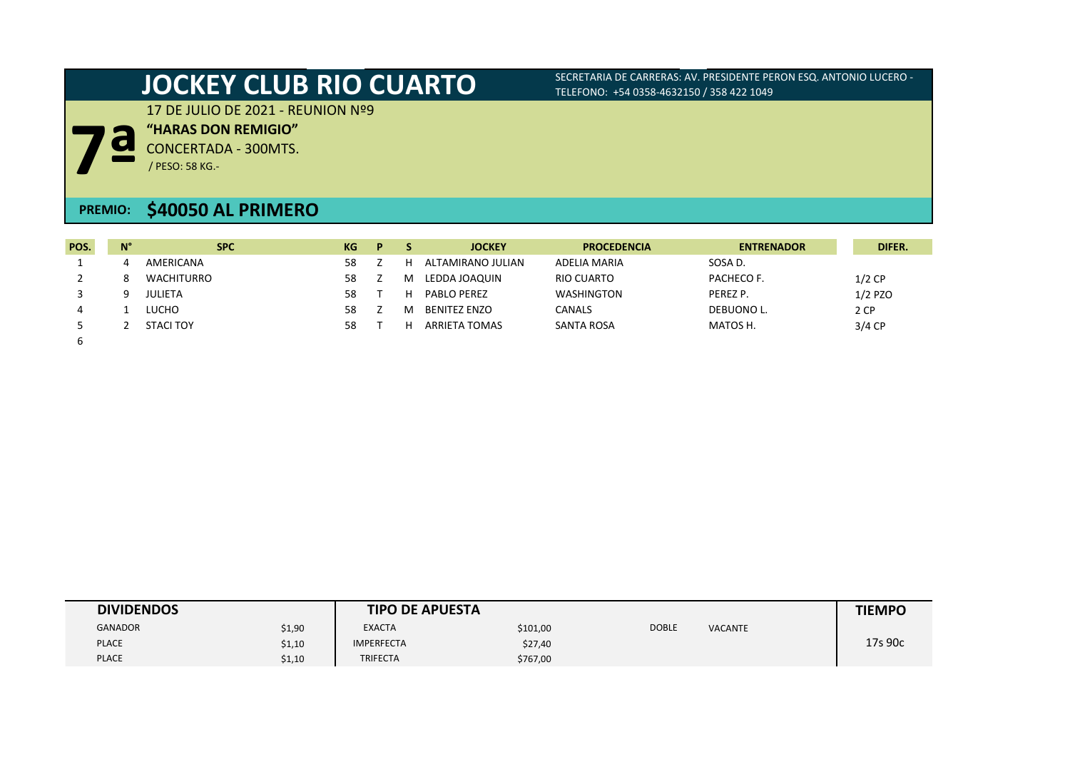# JOCKEY CLUB RIO CUARTO

SECRETARIA DE CARRERAS: AV. PRESIDENTE PERON ESQ. ANTONIO LUCERO - TELEFONO: +54 0358-4632150 / 358 422 1049

## 7ª

17 DE JULIO DE 2021 - REUNION Nº9

**"HARAS DON REMIGIO"**

CONCERTADA - 300MTS.

/ PESO: 58 KG.-

**PREMIO: $40050 AL PRIMERO**

| POS. | N° | SPC | KG | P | S | JOCKEY | PROCEDENCIA | ENTRENADOR | DIFER. |
|---|---|---|---|---|---|---|---|---|---|
| 1 | 4 | AMERICANA | 58 | Z | H | ALTAMIRANO JULIAN | ADELIA MARIA | SOSA D. | |
| 2 | 8 | WACHITURRO | 58 | Z | M | LEDDA JOAQUIN | RIO CUARTO | PACHECO F. | 1/2 CP |
| 3 | 9 | JULIETA | 58 | T | H | PABLO PEREZ | WASHINGTON | PEREZ P. | 1/2 PZO |
| 4 | 1 | LUCHO | 58 | Z | M | BENITEZ ENZO | CANALS | DEBUONO L. | 2 CP |
| 5 | 2 | STACI TOY | 58 | T | H | ARRIETA TOMAS | SANTA ROSA | MATOS H. | 3/4 CP |
| 6 | | | | | | | | | |

| DIVIDENDOS | | TIPO DE APUESTA | | | | TIEMPO |
|---|---|---|---|---|---|---|
| GANADOR | $1,90 | EXACTA | $101,00 | DOBLE | VACANTE | 17s 90c |
| PLACE | $1,10 | IMPERFECTA | $27,40 | | | |
| PLACE | $1,10 | TRIFECTA | $767,00 | | | |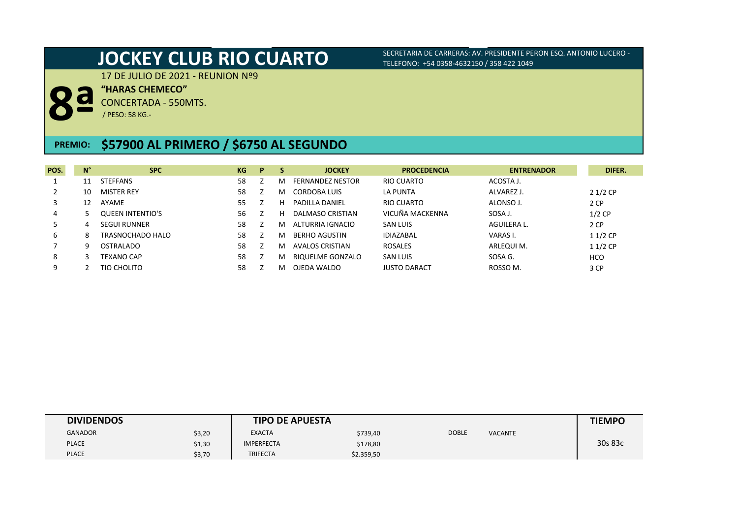# JOCKEY CLUB RIO CUARTO

SECRETARIA DE CARRERAS: AV. PRESIDENTE PERON ESQ. ANTONIO LUCERO - TELEFONO: +54 0358-4632150 / 358 422 1049

## 8ª

17 DE JULIO DE 2021 - REUNION Nº9

**"HARAS CHEMECO"**

CONCERTADA - 550MTS.

/ PESO: 58 KG.-

**PREMIO: $57900 AL PRIMERO / $6750 AL SEGUNDO**

| POS. | N° | SPC | KG | P | S | JOCKEY | PROCEDENCIA | ENTRENADOR | DIFER. |
|---|---|---|---|---|---|---|---|---|---|
| 1 | 11 | STEFFANS | 58 | Z | M | FERNANDEZ NESTOR | RIO CUARTO | ACOSTA J. | |
| 2 | 10 | MISTER REY | 58 | Z | M | CORDOBA LUIS | LA PUNTA | ALVAREZ J. | 2 1/2 CP |
| 3 | 12 | AYAME | 55 | Z | H | PADILLA DANIEL | RIO CUARTO | ALONSO J. | 2 CP |
| 4 | 5 | QUEEN INTENTIO'S | 56 | Z | H | DALMASO CRISTIAN | VICUÑA MACKENNA | SOSA J. | 1/2 CP |
| 5 | 4 | SEGUI RUNNER | 58 | Z | M | ALTURRIA IGNACIO | SAN LUIS | AGUILERA L. | 2 CP |
| 6 | 8 | TRASNOCHADO HALO | 58 | Z | M | BERHO AGUSTIN | IDIAZABAL | VARAS I. | 1 1/2 CP |
| 7 | 9 | OSTRALADO | 58 | Z | M | AVALOS CRISTIAN | ROSALES | ARLEQUI M. | 1 1/2 CP |
| 8 | 3 | TEXANO CAP | 58 | Z | M | RIQUELME GONZALO | SAN LUIS | SOSA G. | HCO |
| 9 | 2 | TIO CHOLITO | 58 | Z | M | OJEDA WALDO | JUSTO DARACT | ROSSO M. | 3 CP |

| DIVIDENDOS | | TIPO DE APUESTA | | | | TIEMPO |
|---|---|---|---|---|---|---|
| GANADOR | $3,20 | EXACTA | $739,40 | DOBLE | VACANTE | 30s 83c |
| PLACE | $1,30 | IMPERFECTA | $178,80 | | | |
| PLACE | $3,70 | TRIFECTA | $2.359,50 | | | |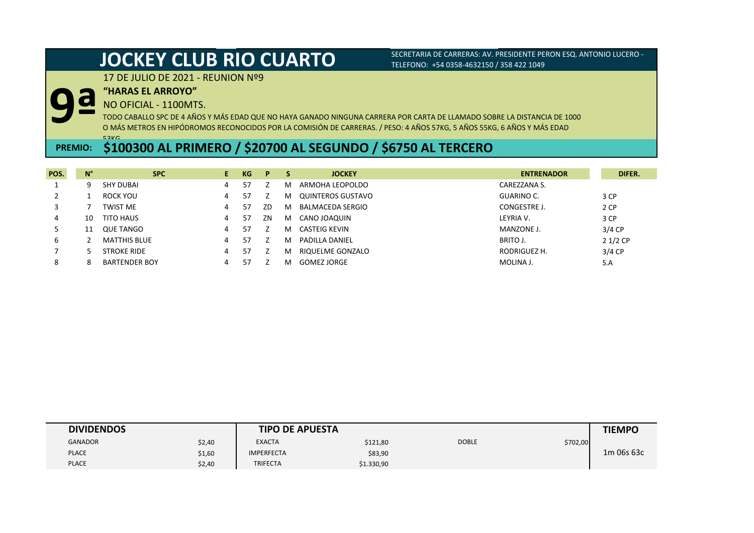# JOCKEY CLUB RIO CUARTO

SECRETARIA DE CARRERAS: AV. PRESIDENTE PERON ESQ. ANTONIO LUCERO - TELEFONO: +54 0358-4632150 / 358 422 1049

17 DE JULIO DE 2021 - REUNION Nº9

## 9ª

**"HARAS EL ARROYO"**

NO OFICIAL - 1100MTS.

TODO CABALLO SPC DE 4 AÑOS Y MÁS EDAD QUE NO HAYA GANADO NINGUNA CARRERA POR CARTA DE LLAMADO SOBRE LA DISTANCIA DE 1000 O MÁS METROS EN HIPÓDROMOS RECONOCIDOS POR LA COMISIÓN DE CARRERAS. / PESO: 4 AÑOS 57KG, 5 AÑOS 55KG, 6 AÑOS Y MÁS EDAD 53KG

**PREMIO: $100300 AL PRIMERO / $20700 AL SEGUNDO / $6750 AL TERCERO**

| POS. | N° | SPC | E | KG | P | S | JOCKEY | ENTRENADOR | DIFER. |
|---|---|---|---|---|---|---|---|---|---|
| 1 | 9 | SHY DUBAI | 4 | 57 | Z | M | ARMOHA LEOPOLDO | CAREZZANA S. | |
| 2 | 1 | ROCK YOU | 4 | 57 | Z | M | QUINTEROS GUSTAVO | GUARINO C. | 3 CP |
| 3 | 7 | TWIST ME | 4 | 57 | ZD | M | BALMACEDA SERGIO | CONGESTRE J. | 2 CP |
| 4 | 10 | TITO HAUS | 4 | 57 | ZN | M | CANO JOAQUIN | LEYRIA V. | 3 CP |
| 5 | 11 | QUE TANGO | 4 | 57 | Z | M | CASTEIG KEVIN | MANZONE J. | 3/4 CP |
| 6 | 2 | MATTHIS BLUE | 4 | 57 | Z | M | PADILLA DANIEL | BRITO J. | 2 1/2 CP |
| 7 | 5 | STROKE RIDE | 4 | 57 | Z | M | RIQUELME GONZALO | RODRIGUEZ H. | 3/4 CP |
| 8 | 8 | BARTENDER BOY | 4 | 57 | Z | M | GOMEZ JORGE | MOLINA J. | S.A |

| DIVIDENDOS | | TIPO DE APUESTA | | | | TIEMPO |
|---|---|---|---|---|---|---|
| GANADOR | $2,40 | EXACTA | $121,80 | DOBLE | $702,00 | 1m 06s 63c |
| PLACE | $1,60 | IMPERFECTA | $83,90 | | | |
| PLACE | $2,40 | TRIFECTA | $1.330,90 | | | |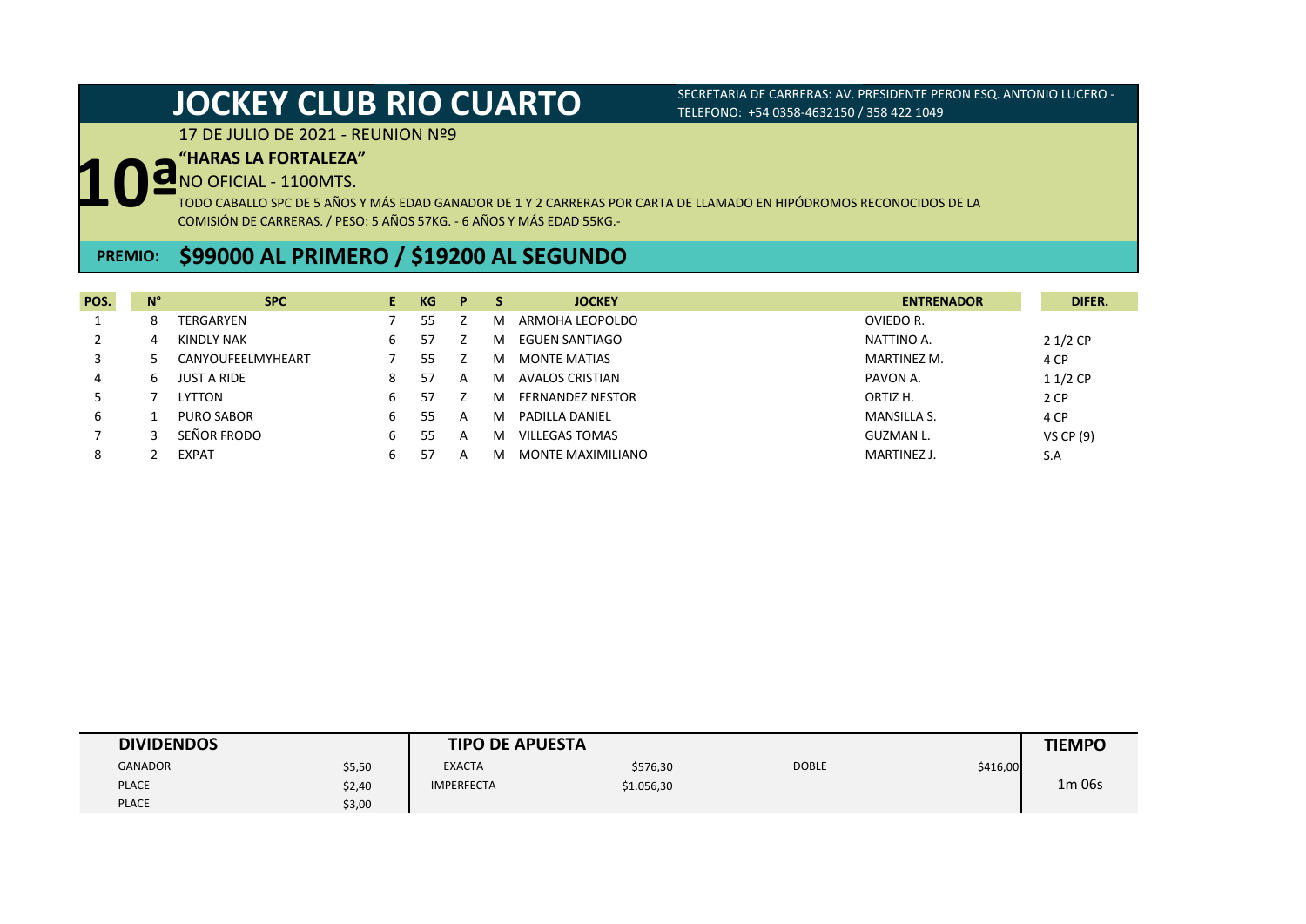# JOCKEY CLUB RIO CUARTO

SECRETARIA DE CARRERAS: AV. PRESIDENTE PERON ESQ. ANTONIO LUCERO - TELEFONO: +54 0358-4632150 / 358 422 1049

17 DE JULIO DE 2021 - REUNION Nº9

## 10ª

**"HARAS LA FORTALEZA"**

NO OFICIAL - 1100MTS.

TODO CABALLO SPC DE 5 AÑOS Y MÁS EDAD GANADOR DE 1 Y 2 CARRERAS POR CARTA DE LLAMADO EN HIPÓDROMOS RECONOCIDOS DE LA COMISIÓN DE CARRERAS. / PESO: 5 AÑOS 57KG. - 6 AÑOS Y MÁS EDAD 55KG.-

**PREMIO: $99000 AL PRIMERO / $19200 AL SEGUNDO**

| POS. | N° | SPC | E | KG | P | S | JOCKEY | ENTRENADOR | DIFER. |
|---|---|---|---|---|---|---|---|---|---|
| 1 | 8 | TERGARYEN | 7 | 55 | Z | M | ARMOHA LEOPOLDO | OVIEDO R. | |
| 2 | 4 | KINDLY NAK | 6 | 57 | Z | M | EGUEN SANTIAGO | NATTINO A. | 2 1/2 CP |
| 3 | 5 | CANYOUFEELMYHEART | 7 | 55 | Z | M | MONTE MATIAS | MARTINEZ M. | 4 CP |
| 4 | 6 | JUST A RIDE | 8 | 57 | A | M | AVALOS CRISTIAN | PAVON A. | 1 1/2 CP |
| 5 | 7 | LYTTON | 6 | 57 | Z | M | FERNANDEZ NESTOR | ORTIZ H. | 2 CP |
| 6 | 1 | PURO SABOR | 6 | 55 | A | M | PADILLA DANIEL | MANSILLA S. | 4 CP |
| 7 | 3 | SEÑOR FRODO | 6 | 55 | A | M | VILLEGAS TOMAS | GUZMAN L. | VS CP (9) |
| 8 | 2 | EXPAT | 6 | 57 | A | M | MONTE MAXIMILIANO | MARTINEZ J. | S.A |

| DIVIDENDOS | | TIPO DE APUESTA | | | | TIEMPO |
|---|---|---|---|---|---|---|
| GANADOR | $5,50 | EXACTA | $576,30 | DOBLE | $416,00 | 1m 06s |
| PLACE | $2,40 | IMPERFECTA | $1.056,30 | | | |
| PLACE | $3,00 | | | | | |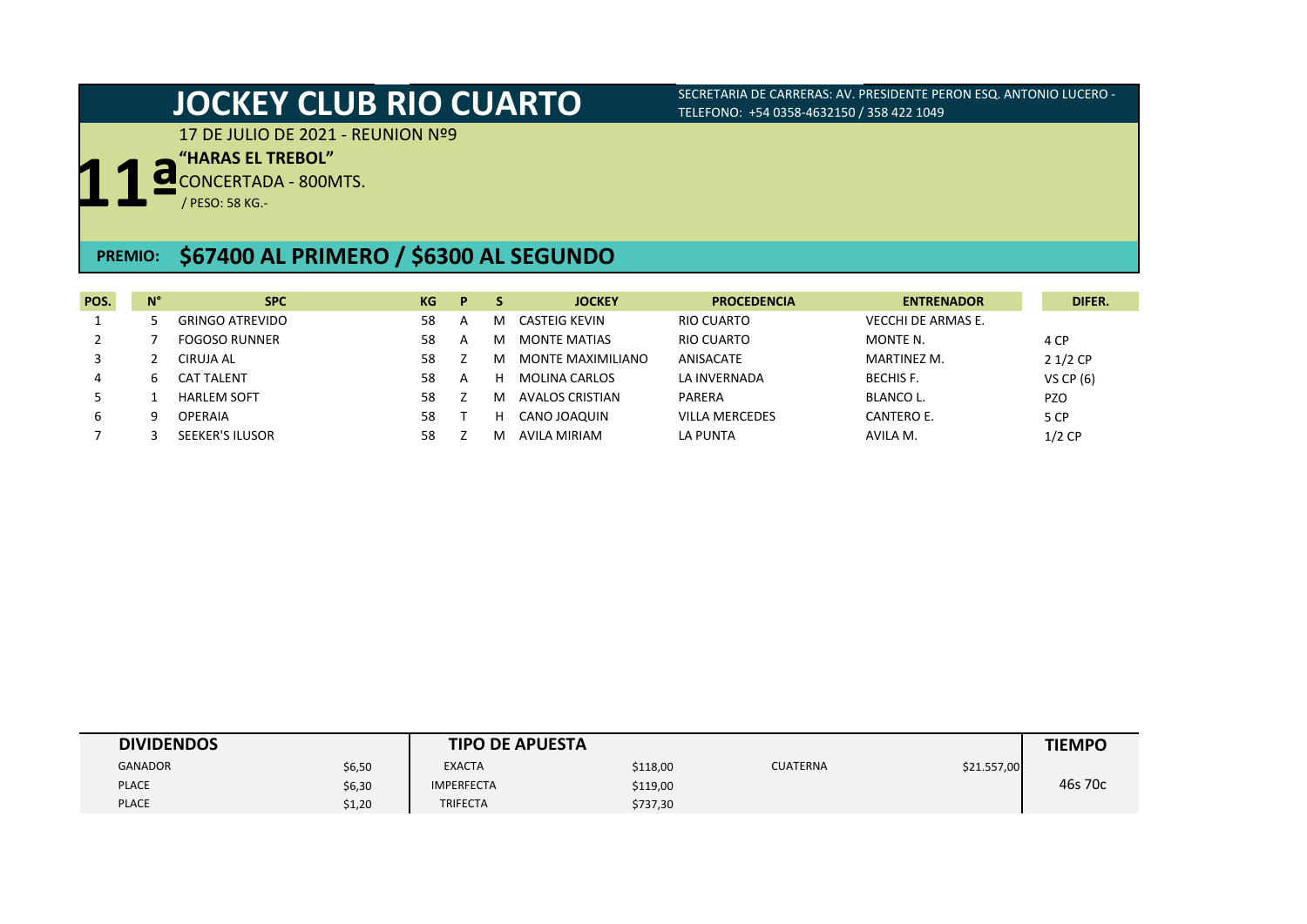# JOCKEY CLUB RIO CUARTO

SECRETARIA DE CARRERAS: AV. PRESIDENTE PERON ESQ. ANTONIO LUCERO - TELEFONO: +54 0358-4632150 / 358 422 1049

17 DE JULIO DE 2021 - REUNION Nº9

## 11ª

**"HARAS EL TREBOL"**

CONCERTADA - 800MTS.

/ PESO: 58 KG.-

**PREMIO: $67400 AL PRIMERO / $6300 AL SEGUNDO**

| POS. | N° | SPC | KG | P | S | JOCKEY | PROCEDENCIA | ENTRENADOR | DIFER. |
|---|---|---|---|---|---|---|---|---|---|
| 1 | 5 | GRINGO ATREVIDO | 58 | A | M | CASTEIG KEVIN | RIO CUARTO | VECCHI DE ARMAS E. | |
| 2 | 7 | FOGOSO RUNNER | 58 | A | M | MONTE MATIAS | RIO CUARTO | MONTE N. | 4 CP |
| 3 | 2 | CIRUJA AL | 58 | Z | M | MONTE MAXIMILIANO | ANISACATE | MARTINEZ M. | 2 1/2 CP |
| 4 | 6 | CAT TALENT | 58 | A | H | MOLINA CARLOS | LA INVERNADA | BECHIS F. | VS CP (6) |
| 5 | 1 | HARLEM SOFT | 58 | Z | M | AVALOS CRISTIAN | PARERA | BLANCO L. | PZO |
| 6 | 9 | OPERAIA | 58 | T | H | CANO JOAQUIN | VILLA MERCEDES | CANTERO E. | 5 CP |
| 7 | 3 | SEEKER'S ILUSOR | 58 | Z | M | AVILA MIRIAM | LA PUNTA | AVILA M. | 1/2 CP |

| DIVIDENDOS | | TIPO DE APUESTA | | | | TIEMPO |
|---|---|---|---|---|---|---|
| GANADOR | $6,50 | EXACTA | $118,00 | CUATERNA | $21.557,00 | 46s 70c |
| PLACE | $6,30 | IMPERFECTA | $119,00 | | | |
| PLACE | $1,20 | TRIFECTA | $737,30 | | | |